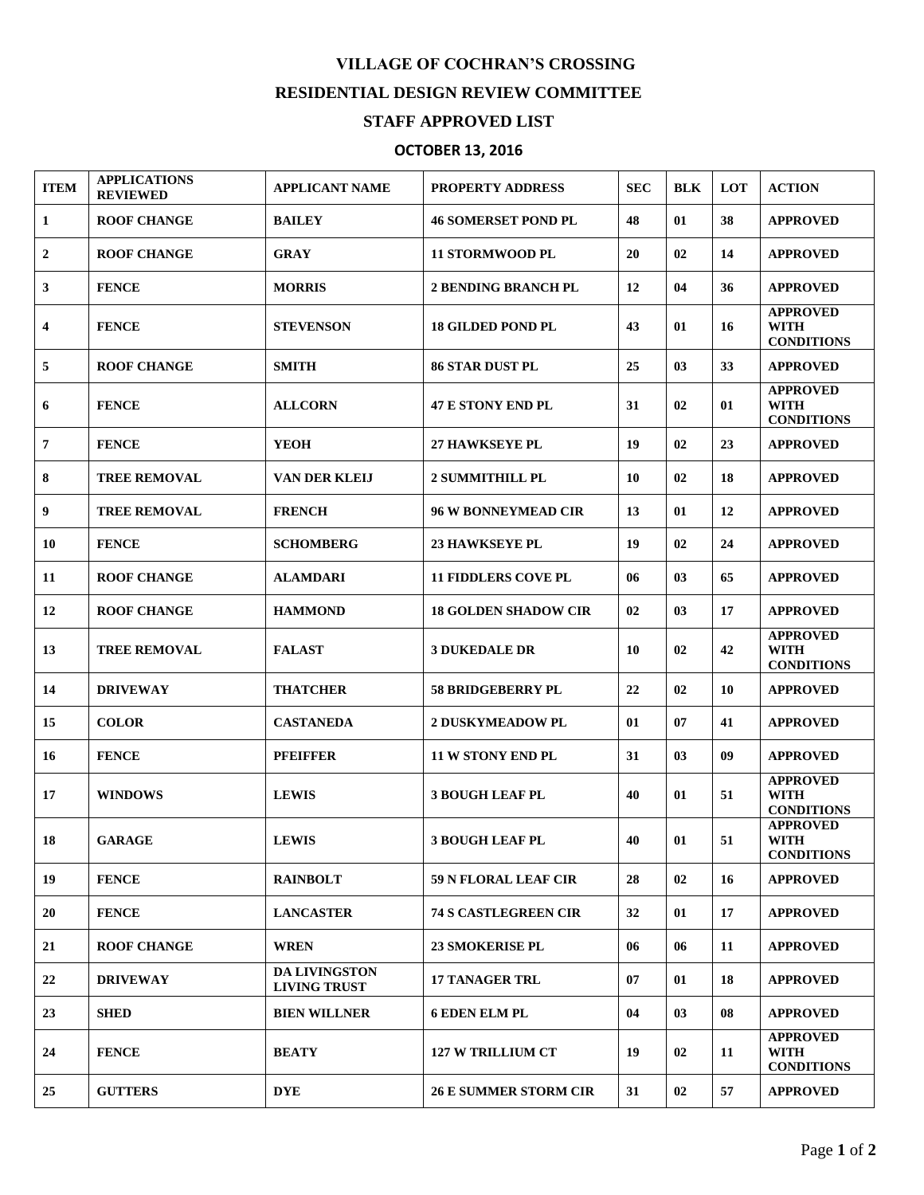# VILLAGE OF COCHRAN'S CROSSING

## RESIDENTIAL DESIGN REVIEW COMMITTEE

## STAFF APPROVED LIST

### OCTOBER 13, 2016

| ITEM | APPLICATIONS REVIEWED | APPLICANT NAME | PROPERTY ADDRESS | SEC | BLK | LOT | ACTION |
|---|---|---|---|---|---|---|---|
| 1 | ROOF CHANGE | BAILEY | 46 SOMERSET POND PL | 48 | 01 | 38 | APPROVED |
| 2 | ROOF CHANGE | GRAY | 11 STORMWOOD PL | 20 | 02 | 14 | APPROVED |
| 3 | FENCE | MORRIS | 2 BENDING BRANCH PL | 12 | 04 | 36 | APPROVED |
| 4 | FENCE | STEVENSON | 18 GILDED POND PL | 43 | 01 | 16 | APPROVED WITH CONDITIONS |
| 5 | ROOF CHANGE | SMITH | 86 STAR DUST PL | 25 | 03 | 33 | APPROVED |
| 6 | FENCE | ALLCORN | 47 E STONY END PL | 31 | 02 | 01 | APPROVED WITH CONDITIONS |
| 7 | FENCE | YEOH | 27 HAWKSEYE PL | 19 | 02 | 23 | APPROVED |
| 8 | TREE REMOVAL | VAN DER KLEIJ | 2 SUMMITHILL PL | 10 | 02 | 18 | APPROVED |
| 9 | TREE REMOVAL | FRENCH | 96 W BONNEYMEAD CIR | 13 | 01 | 12 | APPROVED |
| 10 | FENCE | SCHOMBERG | 23 HAWKSEYE PL | 19 | 02 | 24 | APPROVED |
| 11 | ROOF CHANGE | ALAMDARI | 11 FIDDLERS COVE PL | 06 | 03 | 65 | APPROVED |
| 12 | ROOF CHANGE | HAMMOND | 18 GOLDEN SHADOW CIR | 02 | 03 | 17 | APPROVED |
| 13 | TREE REMOVAL | FALAST | 3 DUKEDALE DR | 10 | 02 | 42 | APPROVED WITH CONDITIONS |
| 14 | DRIVEWAY | THATCHER | 58 BRIDGEBERRY PL | 22 | 02 | 10 | APPROVED |
| 15 | COLOR | CASTANEDA | 2 DUSKYMEADOW PL | 01 | 07 | 41 | APPROVED |
| 16 | FENCE | PFEIFFER | 11 W STONY END PL | 31 | 03 | 09 | APPROVED |
| 17 | WINDOWS | LEWIS | 3 BOUGH LEAF PL | 40 | 01 | 51 | APPROVED WITH CONDITIONS |
| 18 | GARAGE | LEWIS | 3 BOUGH LEAF PL | 40 | 01 | 51 | APPROVED WITH CONDITIONS |
| 19 | FENCE | RAINBOLT | 59 N FLORAL LEAF CIR | 28 | 02 | 16 | APPROVED |
| 20 | FENCE | LANCASTER | 74 S CASTLEGREEN CIR | 32 | 01 | 17 | APPROVED |
| 21 | ROOF CHANGE | WREN | 23 SMOKERISE PL | 06 | 06 | 11 | APPROVED |
| 22 | DRIVEWAY | DA LIVINGSTON LIVING TRUST | 17 TANAGER TRL | 07 | 01 | 18 | APPROVED |
| 23 | SHED | BIEN WILLNER | 6 EDEN ELM PL | 04 | 03 | 08 | APPROVED |
| 24 | FENCE | BEATY | 127 W TRILLIUM CT | 19 | 02 | 11 | APPROVED WITH CONDITIONS |
| 25 | GUTTERS | DYE | 26 E SUMMER STORM CIR | 31 | 02 | 57 | APPROVED |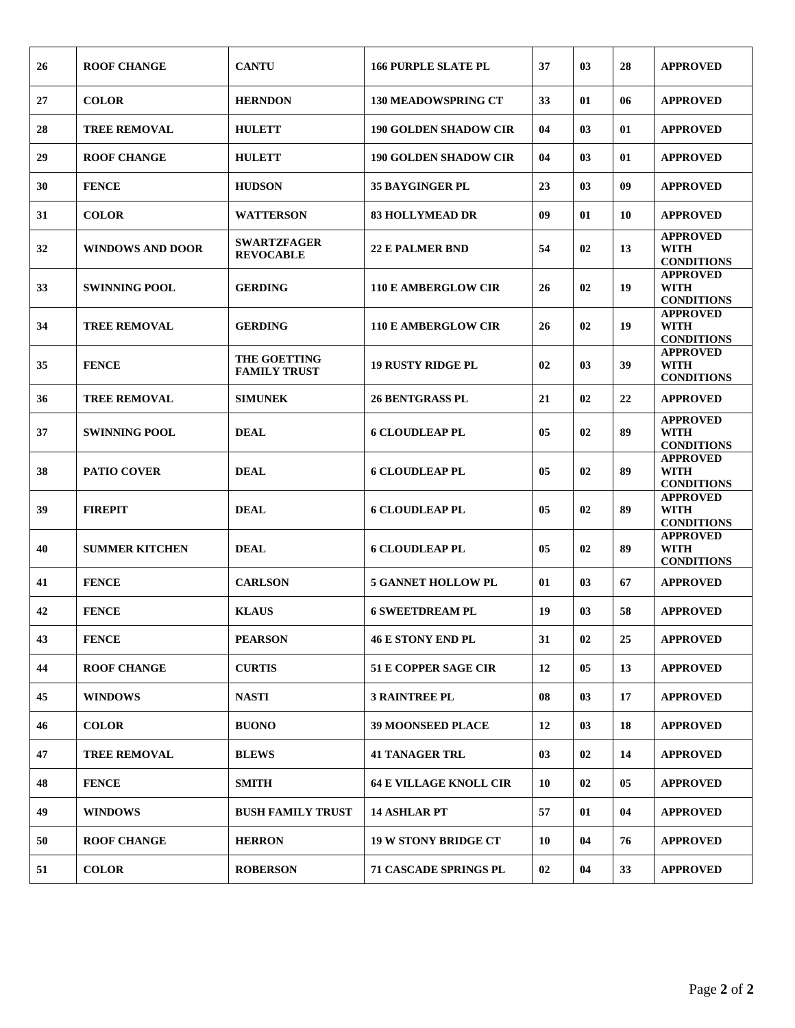| | | | | | | | |
|---|---|---|---|---|---|---|---|
| 26 | ROOF CHANGE | CANTU | 166 PURPLE SLATE PL | 37 | 03 | 28 | APPROVED |
| 27 | COLOR | HERNDON | 130 MEADOWSPRING CT | 33 | 01 | 06 | APPROVED |
| 28 | TREE REMOVAL | HULETT | 190 GOLDEN SHADOW CIR | 04 | 03 | 01 | APPROVED |
| 29 | ROOF CHANGE | HULETT | 190 GOLDEN SHADOW CIR | 04 | 03 | 01 | APPROVED |
| 30 | FENCE | HUDSON | 35 BAYGINGER PL | 23 | 03 | 09 | APPROVED |
| 31 | COLOR | WATTERSON | 83 HOLLYMEAD DR | 09 | 01 | 10 | APPROVED |
| 32 | WINDOWS AND DOOR | SWARTZFAGER REVOCABLE | 22 E PALMER BND | 54 | 02 | 13 | APPROVED WITH CONDITIONS |
| 33 | SWINNING POOL | GERDING | 110 E AMBERGLOW CIR | 26 | 02 | 19 | APPROVED WITH CONDITIONS |
| 34 | TREE REMOVAL | GERDING | 110 E AMBERGLOW CIR | 26 | 02 | 19 | APPROVED WITH CONDITIONS |
| 35 | FENCE | THE GOETTING FAMILY TRUST | 19 RUSTY RIDGE PL | 02 | 03 | 39 | APPROVED WITH CONDITIONS |
| 36 | TREE REMOVAL | SIMUNEK | 26 BENTGRASS PL | 21 | 02 | 22 | APPROVED |
| 37 | SWINNING POOL | DEAL | 6 CLOUDLEAP PL | 05 | 02 | 89 | APPROVED WITH CONDITIONS |
| 38 | PATIO COVER | DEAL | 6 CLOUDLEAP PL | 05 | 02 | 89 | APPROVED WITH CONDITIONS |
| 39 | FIREPIT | DEAL | 6 CLOUDLEAP PL | 05 | 02 | 89 | APPROVED WITH CONDITIONS |
| 40 | SUMMER KITCHEN | DEAL | 6 CLOUDLEAP PL | 05 | 02 | 89 | APPROVED WITH CONDITIONS |
| 41 | FENCE | CARLSON | 5 GANNET HOLLOW PL | 01 | 03 | 67 | APPROVED |
| 42 | FENCE | KLAUS | 6 SWEETDREAM PL | 19 | 03 | 58 | APPROVED |
| 43 | FENCE | PEARSON | 46 E STONY END PL | 31 | 02 | 25 | APPROVED |
| 44 | ROOF CHANGE | CURTIS | 51 E COPPER SAGE CIR | 12 | 05 | 13 | APPROVED |
| 45 | WINDOWS | NASTI | 3 RAINTREE PL | 08 | 03 | 17 | APPROVED |
| 46 | COLOR | BUONO | 39 MOONSEED PLACE | 12 | 03 | 18 | APPROVED |
| 47 | TREE REMOVAL | BLEWS | 41 TANAGER TRL | 03 | 02 | 14 | APPROVED |
| 48 | FENCE | SMITH | 64 E VILLAGE KNOLL CIR | 10 | 02 | 05 | APPROVED |
| 49 | WINDOWS | BUSH FAMILY TRUST | 14 ASHLAR PT | 57 | 01 | 04 | APPROVED |
| 50 | ROOF CHANGE | HERRON | 19 W STONY BRIDGE CT | 10 | 04 | 76 | APPROVED |
| 51 | COLOR | ROBERSON | 71 CASCADE SPRINGS PL | 02 | 04 | 33 | APPROVED |